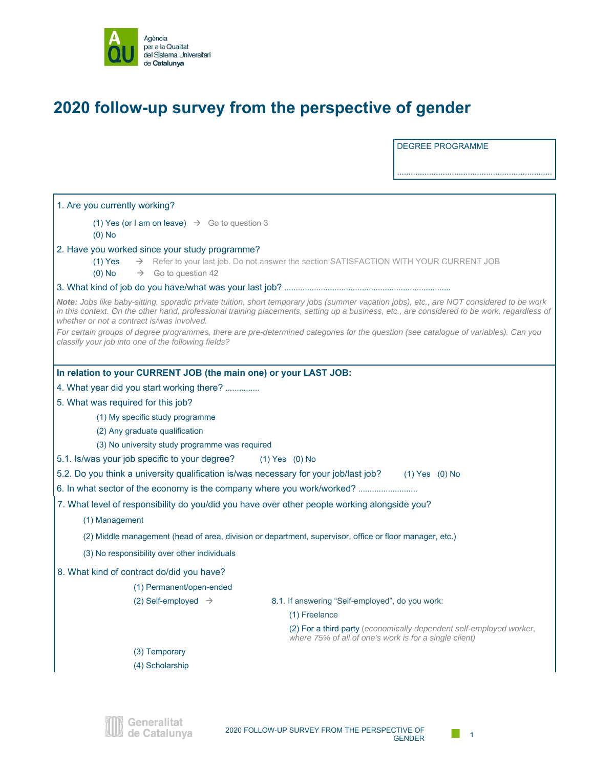Agència per a la Qualitat del Sistema Universitari de Catalunya

# 2020 follow-up survey from the perspective of gender

DEGREE PROGRAMME

....................................................................

1. Are you currently working?

   (1) Yes (or I am on leave) → Go to question 3

   (0) No

2. Have you worked since your study programme?

   (1) Yes → Refer to your last job. Do not answer the section SATISFACTION WITH YOUR CURRENT JOB

   (0) No → Go to question 42

3. What kind of job do you have/what was your last job? .......................................................................

*Note: Jobs like baby-sitting, sporadic private tuition, short temporary jobs (summer vacation jobs), etc., are NOT considered to be work in this context. On the other hand, professional training placements, setting up a business, etc., are considered to be work, regardless of whether or not a contract is/was involved.*

*For certain groups of degree programmes, there are pre-determined categories for the question (see catalogue of variables). Can you classify your job into one of the following fields?*

**In relation to your CURRENT JOB (the main one) or your LAST JOB:**

4. What year did you start working there? ...............

5. What was required for this job?

   (1) My specific study programme

   (2) Any graduate qualification

   (3) No university study programme was required

5.1. Is/was your job specific to your degree? (1) Yes (0) No

5.2. Do you think a university qualification is/was necessary for your job/last job? (1) Yes (0) No

6. In what sector of the economy is the company where you work/worked? .........................

7. What level of responsibility do you/did you have over other people working alongside you?

   (1) Management

   (2) Middle management (head of area, division or department, supervisor, office or floor manager, etc.)

   (3) No responsibility over other individuals

8. What kind of contract do/did you have?

   (1) Permanent/open-ended

   (2) Self-employed →

   8.1. If answering "Self-employed", do you work:

   (1) Freelance

   (2) For a third party (*economically dependent self-employed worker, where 75% of all of one's work is for a single client*)

   (3) Temporary

   (4) Scholarship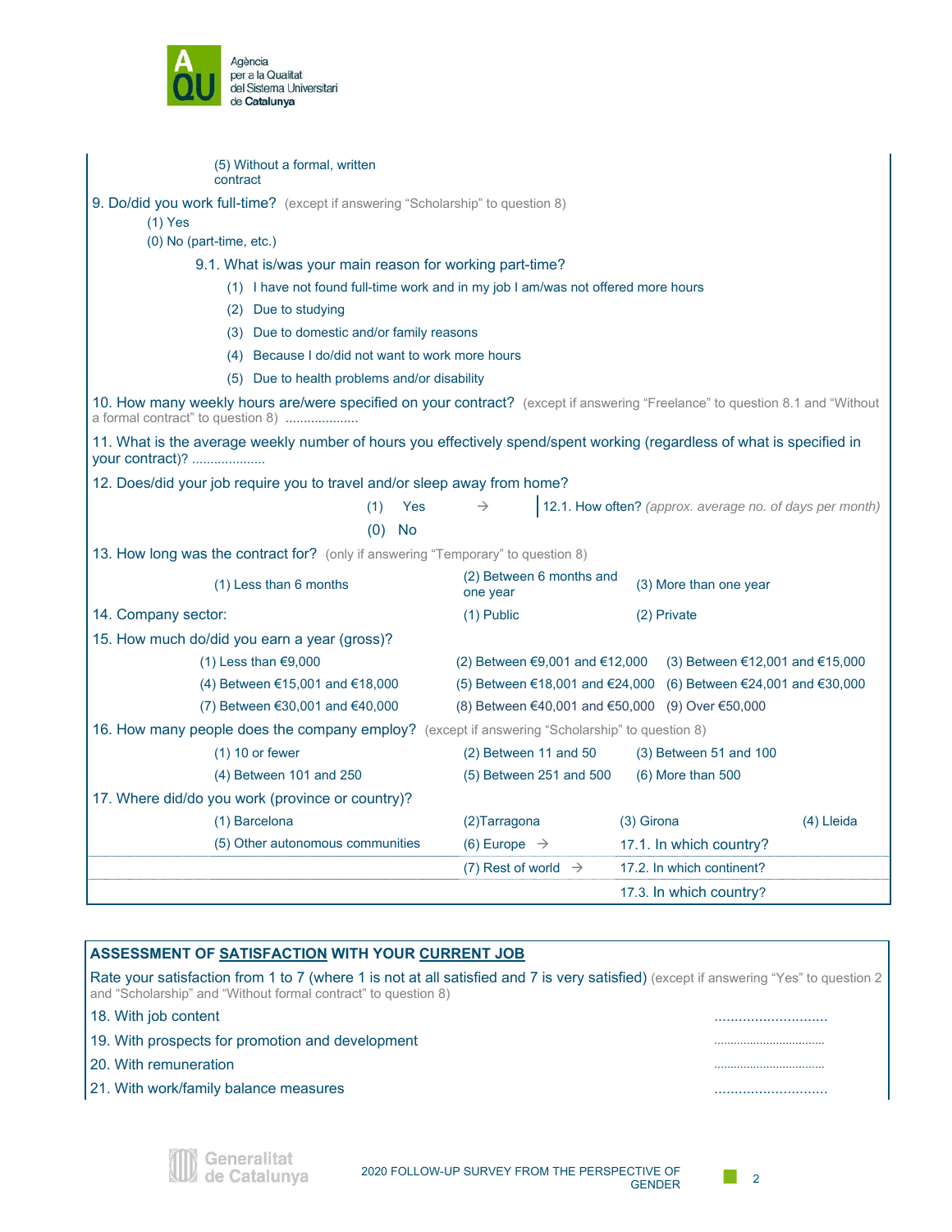(5) Without a formal, written contract

9. Do/did you work full-time? (except if answering "Scholarship" to question 8)

(1) Yes

(0) No (part-time, etc.)

9.1. What is/was your main reason for working part-time?

(1) I have not found full-time work and in my job I am/was not offered more hours

(2) Due to studying

(3) Due to domestic and/or family reasons

(4) Because I do/did not want to work more hours

(5) Due to health problems and/or disability

10. How many weekly hours are/were specified on your contract? (except if answering "Freelance" to question 8.1 and "Without a formal contract" to question 8) ....................

11. What is the average weekly number of hours you effectively spend/spent working (regardless of what is specified in your contract)? ....................

12. Does/did your job require you to travel and/or sleep away from home?

(1) Yes → 12.1. How often? *(approx. average no. of days per month)*

(0) No

13. How long was the contract for? (only if answering "Temporary" to question 8)

| (1) Less than 6 months | (2) Between 6 months and one year | (3) More than one year |
|---|---|---|

14. Company sector:

| (1) Public | (2) Private |
|---|---|

15. How much do/did you earn a year (gross)?

| | | |
|---|---|---|
| (1) Less than €9,000 | (2) Between €9,001 and €12,000 | (3) Between €12,001 and €15,000 |
| (4) Between €15,001 and €18,000 | (5) Between €18,001 and €24,000 | (6) Between €24,001 and €30,000 |
| (7) Between €30,001 and €40,000 | (8) Between €40,001 and €50,000 | (9) Over €50,000 |

16. How many people does the company employ? (except if answering "Scholarship" to question 8)

| | | |
|---|---|---|
| (1) 10 or fewer | (2) Between 11 and 50 | (3) Between 51 and 100 |
| (4) Between 101 and 250 | (5) Between 251 and 500 | (6) More than 500 |

17. Where did/do you work (province or country)?

| | | | |
|---|---|---|---|
| (1) Barcelona | (2)Tarragona | (3) Girona | (4) Lleida |
| (5) Other autonomous communities | (6) Europe → | 17.1. In which country? | |
| | (7) Rest of world → | 17.2. In which continent? | |
| | | 17.3. In which country? | |

## ASSESSMENT OF SATISFACTION WITH YOUR CURRENT JOB

Rate your satisfaction from 1 to 7 (where 1 is not at all satisfied and 7 is very satisfied) (except if answering "Yes" to question 2 and "Scholarship" and "Without formal contract" to question 8)

| | |
|---|---|
| 18. With job content | ............................ |
| 19. With prospects for promotion and development | ............................ |
| 20. With remuneration | ............................ |
| 21. With work/family balance measures | ............................ |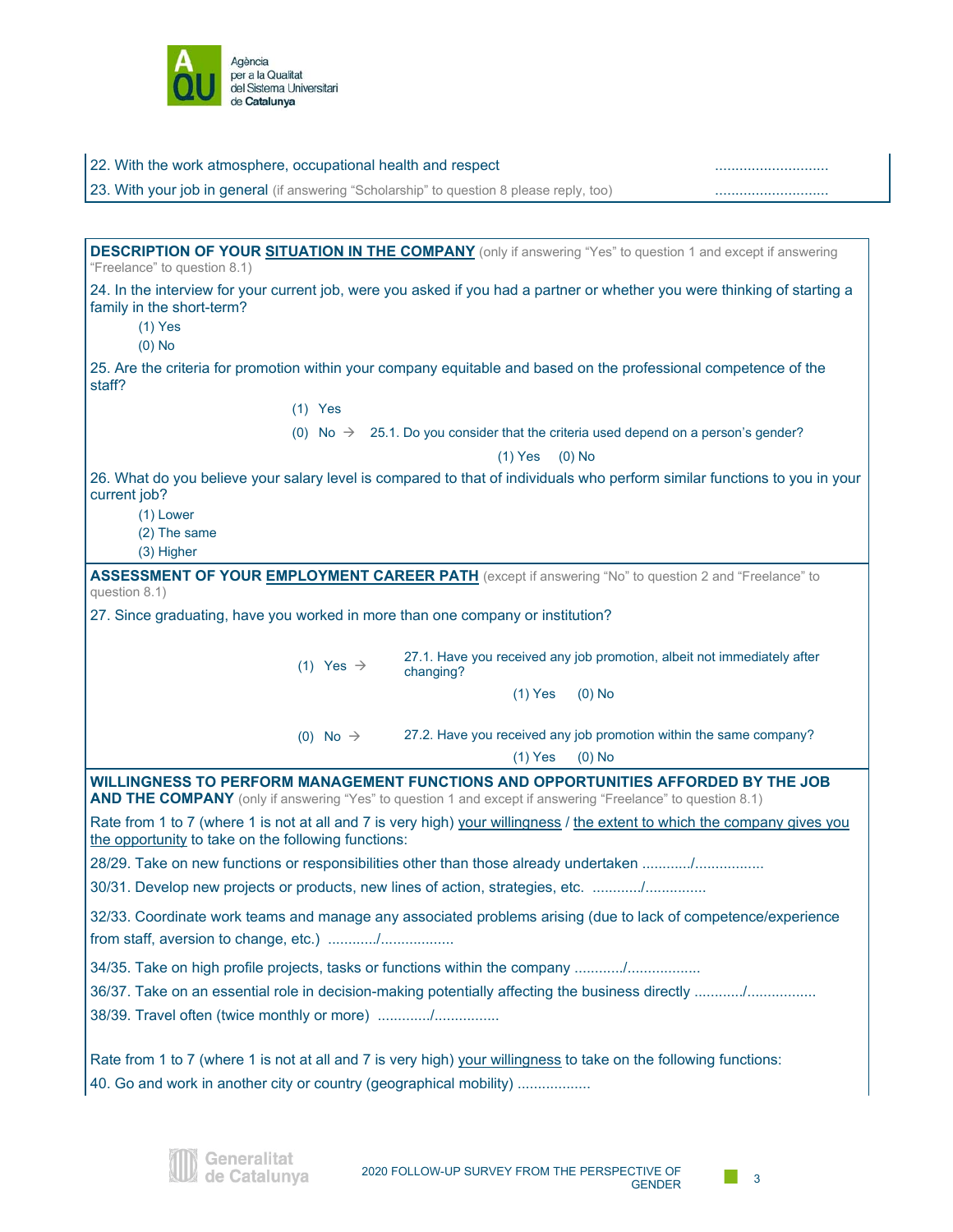22. With the work atmosphere, occupational health and respect ............................

23. With your job in general (if answering "Scholarship" to question 8 please reply, too) ............................

**DESCRIPTION OF YOUR SITUATION IN THE COMPANY** (only if answering "Yes" to question 1 and except if answering "Freelance" to question 8.1)

24. In the interview for your current job, were you asked if you had a partner or whether you were thinking of starting a family in the short-term?

(1) Yes
(0) No

25. Are the criteria for promotion within your company equitable and based on the professional competence of the staff?

(1) Yes
(0) No → 25.1. Do you consider that the criteria used depend on a person's gender?
(1) Yes (0) No

26. What do you believe your salary level is compared to that of individuals who perform similar functions to you in your current job?

(1) Lower
(2) The same
(3) Higher

**ASSESSMENT OF YOUR EMPLOYMENT CAREER PATH** (except if answering "No" to question 2 and "Freelance" to question 8.1)

27. Since graduating, have you worked in more than one company or institution?

(1) Yes → 27.1. Have you received any job promotion, albeit not immediately after changing?
(1) Yes (0) No

(0) No → 27.2. Have you received any job promotion within the same company?
(1) Yes (0) No

**WILLINGNESS TO PERFORM MANAGEMENT FUNCTIONS AND OPPORTUNITIES AFFORDED BY THE JOB AND THE COMPANY** (only if answering "Yes" to question 1 and except if answering "Freelance" to question 8.1)

Rate from 1 to 7 (where 1 is not at all and 7 is very high) your willingness / the extent to which the company gives you the opportunity to take on the following functions:

28/29. Take on new functions or responsibilities other than those already undertaken ............/.................

30/31. Develop new projects or products, new lines of action, strategies, etc. ............/..............

32/33. Coordinate work teams and manage any associated problems arising (due to lack of competence/experience from staff, aversion to change, etc.) ............/.................

34/35. Take on high profile projects, tasks or functions within the company ............/.................

36/37. Take on an essential role in decision-making potentially affecting the business directly ............/................

38/39. Travel often (twice monthly or more) ............/................

Rate from 1 to 7 (where 1 is not at all and 7 is very high) your willingness to take on the following functions:

40. Go and work in another city or country (geographical mobility) .................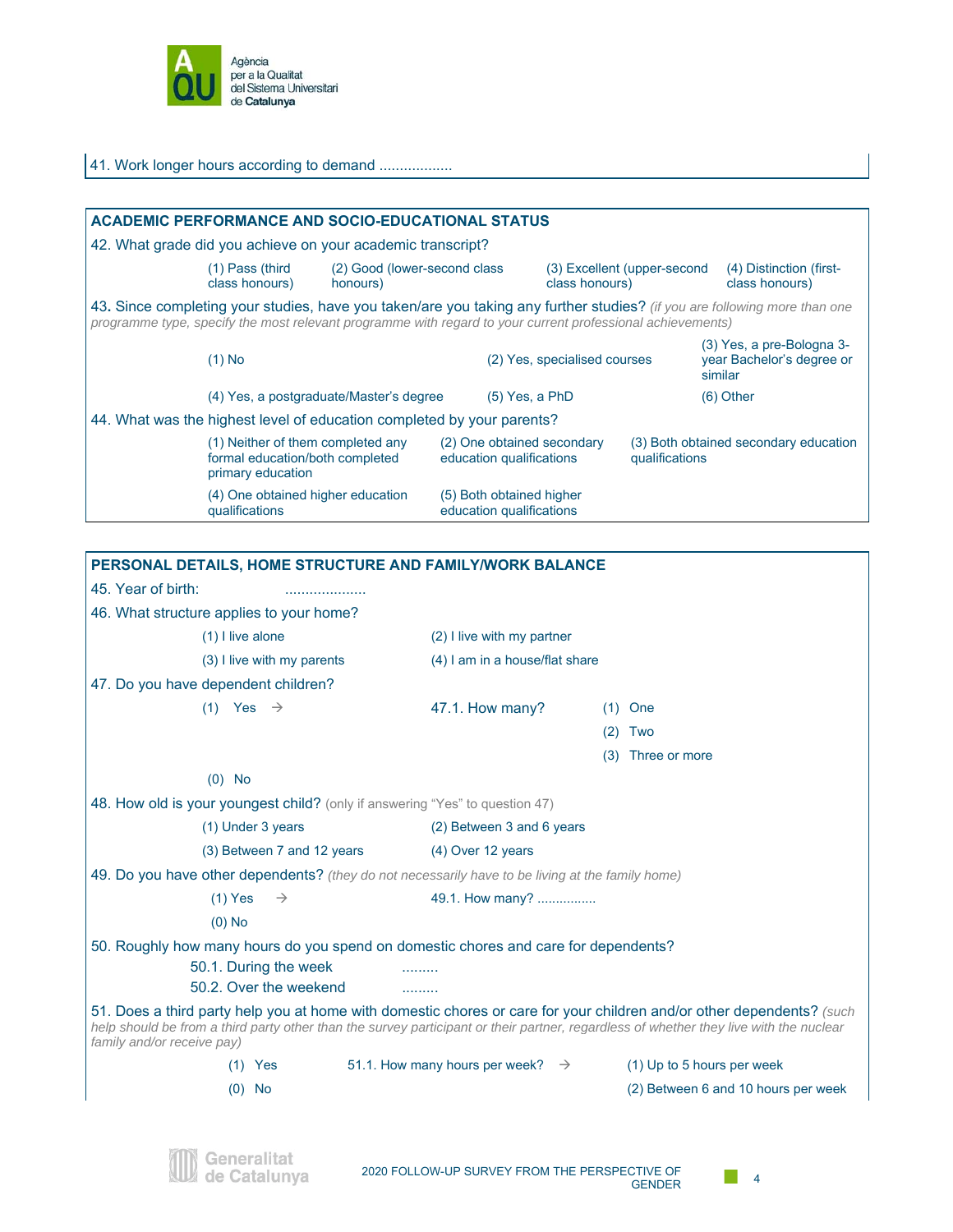41. Work longer hours according to demand ..................

## ACADEMIC PERFORMANCE AND SOCIO-EDUCATIONAL STATUS

42. What grade did you achieve on your academic transcript?

(1) Pass (third class honours) (2) Good (lower-second class honours) (3) Excellent (upper-second class honours) (4) Distinction (first-class honours)

43. Since completing your studies, have you taken/are you taking any further studies? *(if you are following more than one programme type, specify the most relevant programme with regard to your current professional achievements)*

(1) No (2) Yes, specialised courses (3) Yes, a pre-Bologna 3-year Bachelor's degree or similar

(4) Yes, a postgraduate/Master's degree (5) Yes, a PhD (6) Other

44. What was the highest level of education completed by your parents?

(1) Neither of them completed any formal education/both completed primary education (2) One obtained secondary education qualifications (3) Both obtained secondary education qualifications

(4) One obtained higher education qualifications (5) Both obtained higher education qualifications

## PERSONAL DETAILS, HOME STRUCTURE AND FAMILY/WORK BALANCE

45. Year of birth: ....................

46. What structure applies to your home?

(1) I live alone (2) I live with my partner

(3) I live with my parents (4) I am in a house/flat share

47. Do you have dependent children?

(1) Yes → 47.1. How many? (1) One (2) Two (3) Three or more

(0) No

48. How old is your youngest child? (only if answering "Yes" to question 47)

(1) Under 3 years (2) Between 3 and 6 years

(3) Between 7 and 12 years (4) Over 12 years

49. Do you have other dependents? *(they do not necessarily have to be living at the family home)*

(1) Yes → 49.1. How many? ................

(0) No

50. Roughly how many hours do you spend on domestic chores and care for dependents?

50.1. During the week .........

50.2. Over the weekend .........

51. Does a third party help you at home with domestic chores or care for your children and/or other dependents? *(such help should be from a third party other than the survey participant or their partner, regardless of whether they live with the nuclear family and/or receive pay)*

(1) Yes 51.1. How many hours per week? → (1) Up to 5 hours per week

(0) No (2) Between 6 and 10 hours per week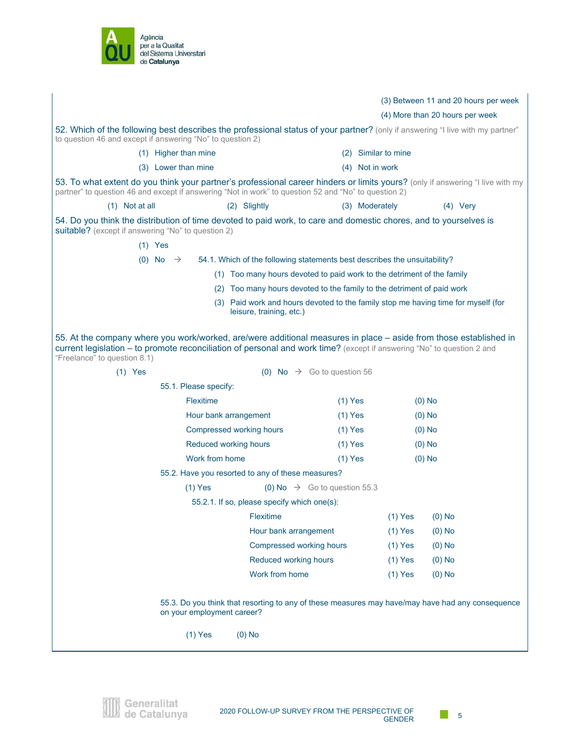(3) Between 11 and 20 hours per week

(4) More than 20 hours per week

52. Which of the following best describes the professional status of your partner? (only if answering "I live with my partner" to question 46 and except if answering "No" to question 2)

(1) Higher than mine
(2) Similar to mine
(3) Lower than mine
(4) Not in work

53. To what extent do you think your partner's professional career hinders or limits yours? (only if answering "I live with my partner" to question 46 and except if answering "Not in work" to question 52 and "No" to question 2)

(1) Not at all
(2) Slightly
(3) Moderately
(4) Very

54. Do you think the distribution of time devoted to paid work, to care and domestic chores, and to yourselves is suitable? (except if answering "No" to question 2)

(1) Yes

(0) No → 54.1. Which of the following statements best describes the unsuitability?

(1) Too many hours devoted to paid work to the detriment of the family
(2) Too many hours devoted to the family to the detriment of paid work
(3) Paid work and hours devoted to the family stop me having time for myself (for leisure, training, etc.)

55. At the company where you work/worked, are/were additional measures in place – aside from those established in current legislation – to promote reconciliation of personal and work time? (except if answering "No" to question 2 and "Freelance" to question 8.1)

(1) Yes
(0) No → Go to question 56

55.1. Please specify:

| | | |
|---|---|---|
| Flexitime | (1) Yes | (0) No |
| Hour bank arrangement | (1) Yes | (0) No |
| Compressed working hours | (1) Yes | (0) No |
| Reduced working hours | (1) Yes | (0) No |
| Work from home | (1) Yes | (0) No |

55.2. Have you resorted to any of these measures?

(1) Yes
(0) No → Go to question 55.3

55.2.1. If so, please specify which one(s):

| | | |
|---|---|---|
| Flexitime | (1) Yes | (0) No |
| Hour bank arrangement | (1) Yes | (0) No |
| Compressed working hours | (1) Yes | (0) No |
| Reduced working hours | (1) Yes | (0) No |
| Work from home | (1) Yes | (0) No |

55.3. Do you think that resorting to any of these measures may have/may have had any consequence on your employment career?

(1) Yes
(0) No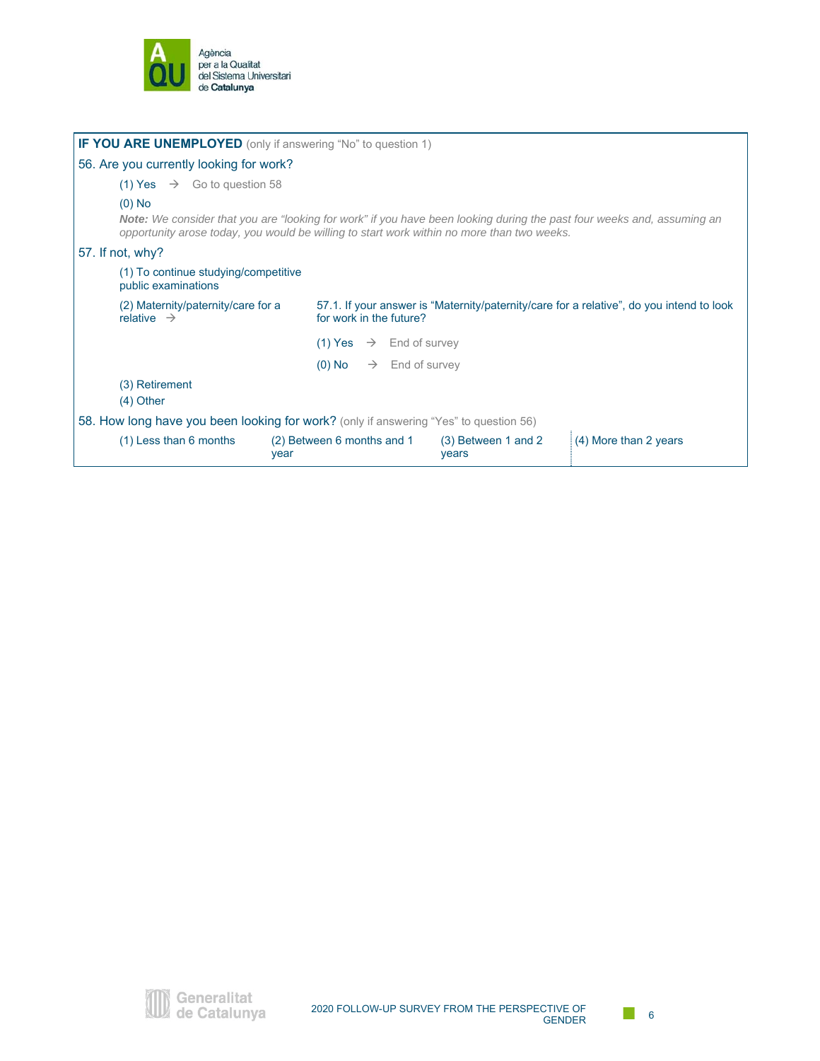**IF YOU ARE UNEMPLOYED** (only if answering "No" to question 1)

56. Are you currently looking for work?

(1) Yes → Go to question 58

(0) No

***Note:*** *We consider that you are "looking for work" if you have been looking during the past four weeks and, assuming an opportunity arose today, you would be willing to start work within no more than two weeks.*

57. If not, why?

(1) To continue studying/competitive public examinations

(2) Maternity/paternity/care for a relative →

57.1. If your answer is "Maternity/paternity/care for a relative", do you intend to look for work in the future?

(1) Yes → End of survey

(0) No → End of survey

(3) Retirement

(4) Other

58. How long have you been looking for work? (only if answering "Yes" to question 56)

(1) Less than 6 months
(2) Between 6 months and 1 year
(3) Between 1 and 2 years
(4) More than 2 years